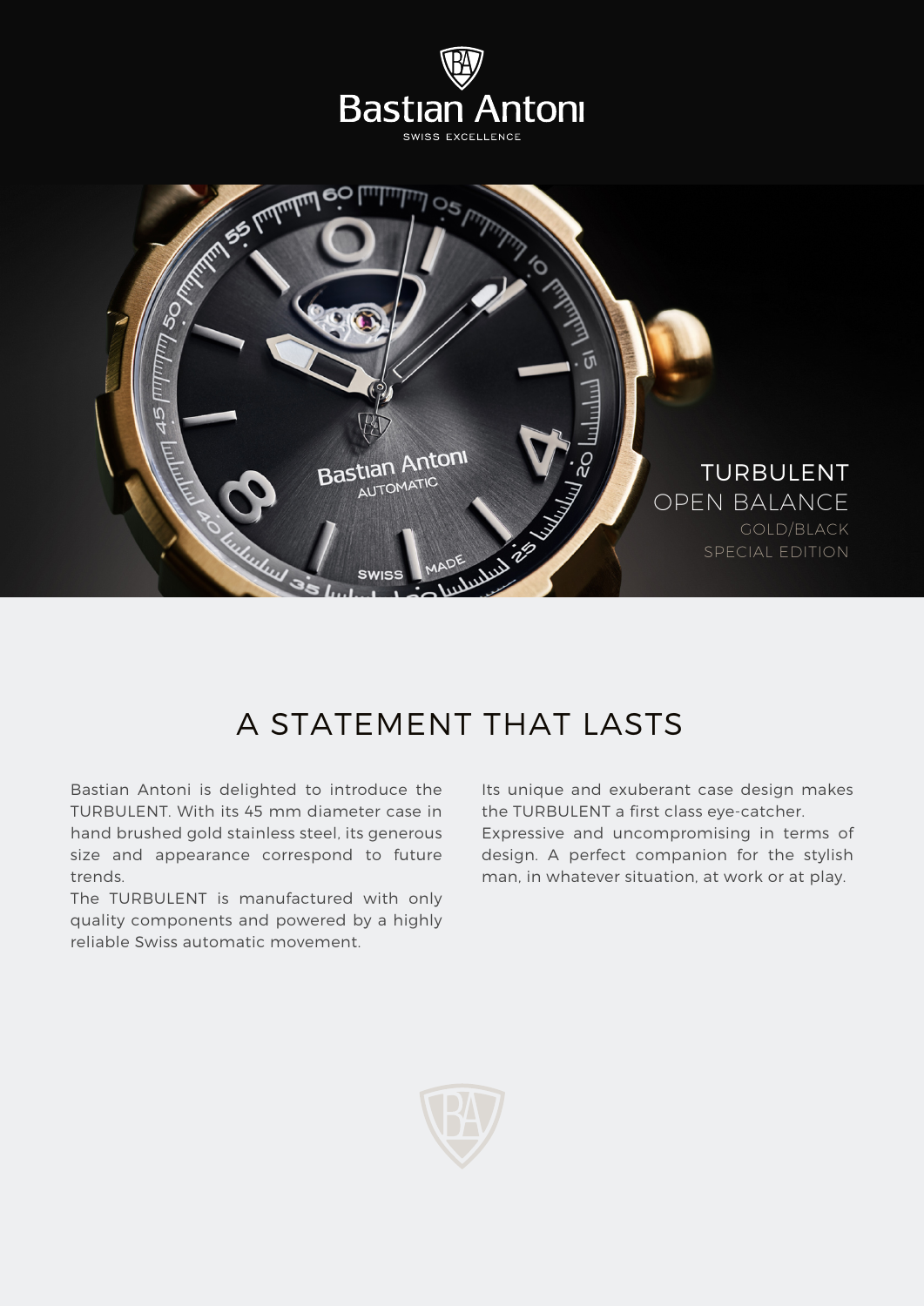Bastian Antoni

SWISS EXCELLENCE

TURBULENT

OPEN BALANCE

GOLD/BLACK

SPECIAL EDITION

# A STATEMENT THAT LASTS

Bastian Antoni is delighted to introduce the TURBULENT. With its 45 mm diameter case in hand brushed gold stainless steel, its generous size and appearance correspond to future trends.

The TURBULENT is manufactured with only quality components and powered by a highly reliable Swiss automatic movement.

Its unique and exuberant case design makes the TURBULENT a first class eye-catcher.

Expressive and uncompromising in terms of design. A perfect companion for the stylish man, in whatever situation, at work or at play.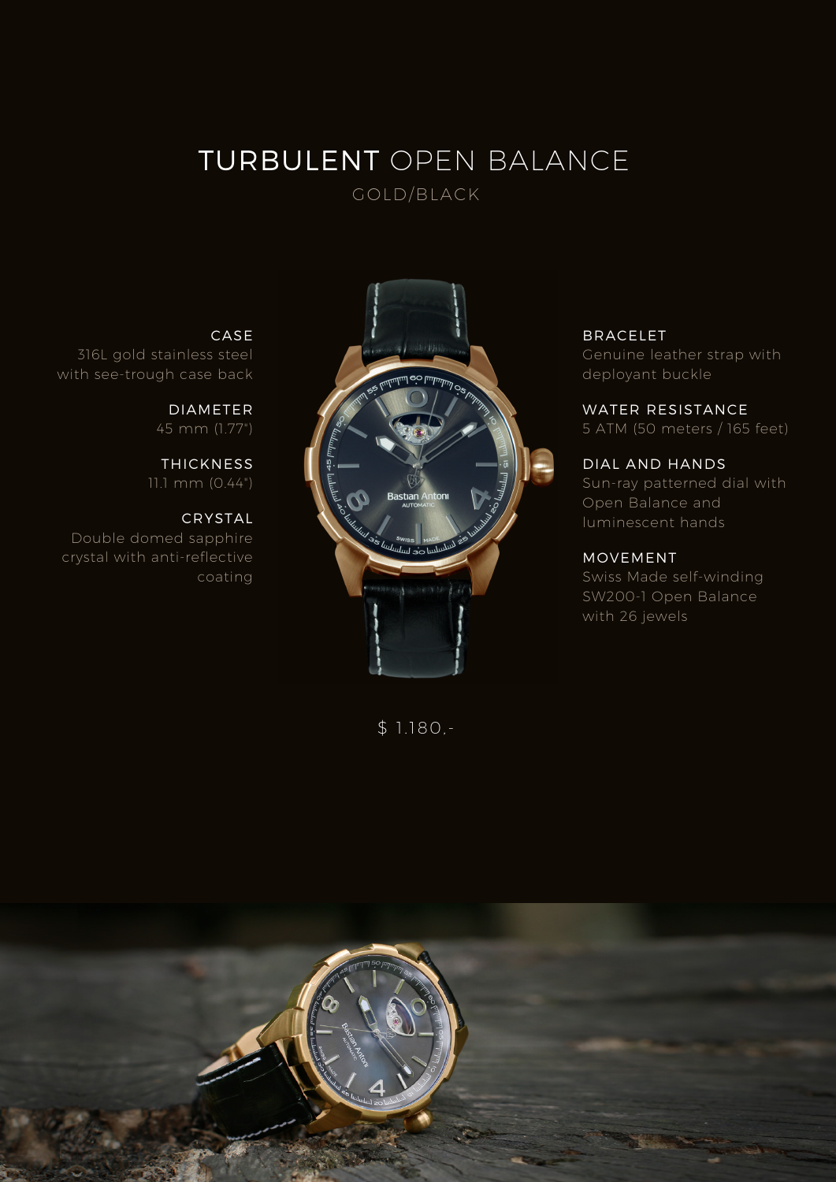# TURBULENT OPEN BALANCE

GOLD/BLACK

**CASE**
316L gold stainless steel with see-trough case back

**DIAMETER**
45 mm (1.77")

**THICKNESS**
11.1 mm (0.44")

**CRYSTAL**
Double domed sapphire crystal with anti-reflective coating

**BRACELET**
Genuine leather strap with deployant buckle

**WATER RESISTANCE**
5 ATM (50 meters / 165 feet)

**DIAL AND HANDS**
Sun-ray patterned dial with Open Balance and luminescent hands

**MOVEMENT**
Swiss Made self-winding SW200-1 Open Balance with 26 jewels

$ 1.180,-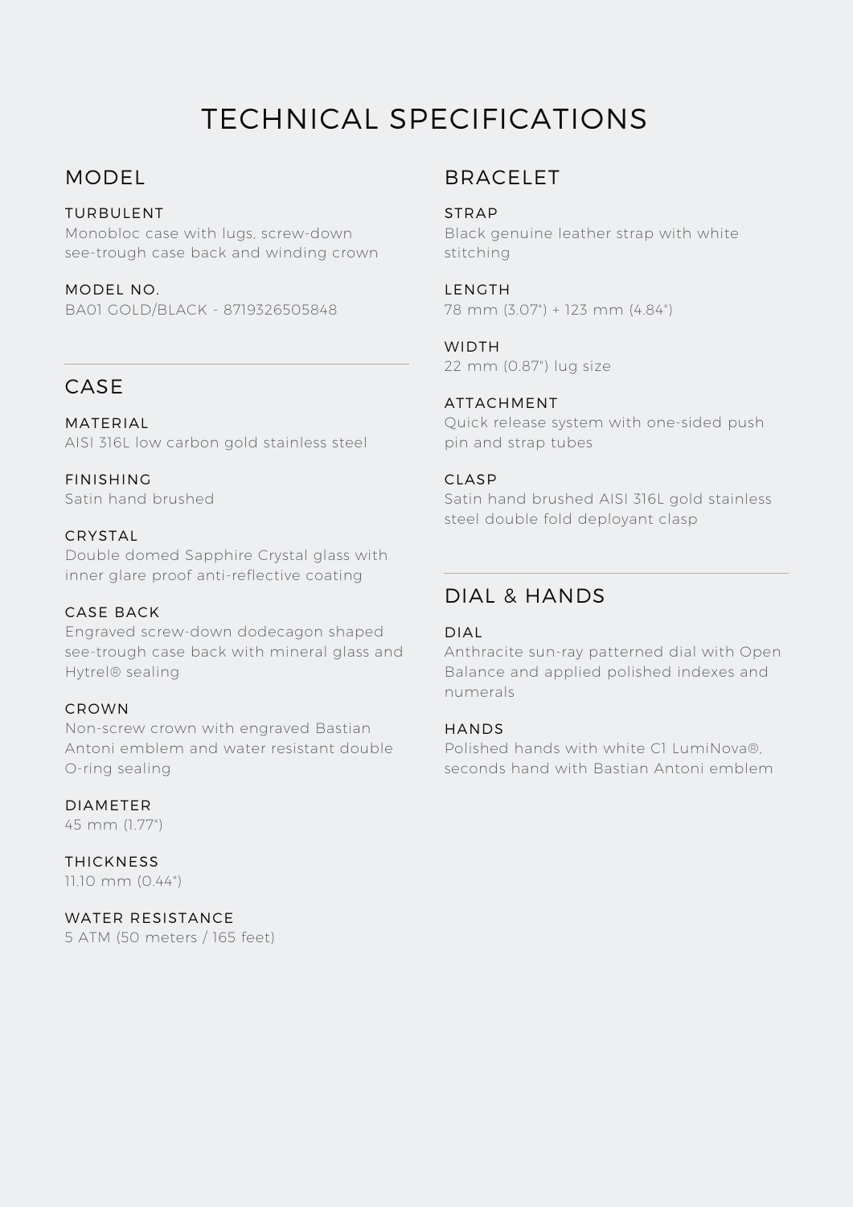# TECHNICAL SPECIFICATIONS

## MODEL

### TURBULENT
Monobloc case with lugs, screw-down see-trough case back and winding crown

### MODEL NO.
BA01 GOLD/BLACK - 8719326505848

## CASE

### MATERIAL
AISI 316L low carbon gold stainless steel

### FINISHING
Satin hand brushed

### CRYSTAL
Double domed Sapphire Crystal glass with inner glare proof anti-reflective coating

### CASE BACK
Engraved screw-down dodecagon shaped see-trough case back with mineral glass and Hytrel® sealing

### CROWN
Non-screw crown with engraved Bastian Antoni emblem and water resistant double O-ring sealing

### DIAMETER
45 mm (1.77")

### THICKNESS
11.10 mm (0.44")

### WATER RESISTANCE
5 ATM (50 meters / 165 feet)

## BRACELET

### STRAP
Black genuine leather strap with white stitching

### LENGTH
78 mm (3.07") + 123 mm (4.84")

### WIDTH
22 mm (0.87") lug size

### ATTACHMENT
Quick release system with one-sided push pin and strap tubes

### CLASP
Satin hand brushed AISI 316L gold stainless steel double fold deployant clasp

## DIAL & HANDS

### DIAL
Anthracite sun-ray patterned dial with Open Balance and applied polished indexes and numerals

### HANDS
Polished hands with white C1 LumiNova®, seconds hand with Bastian Antoni emblem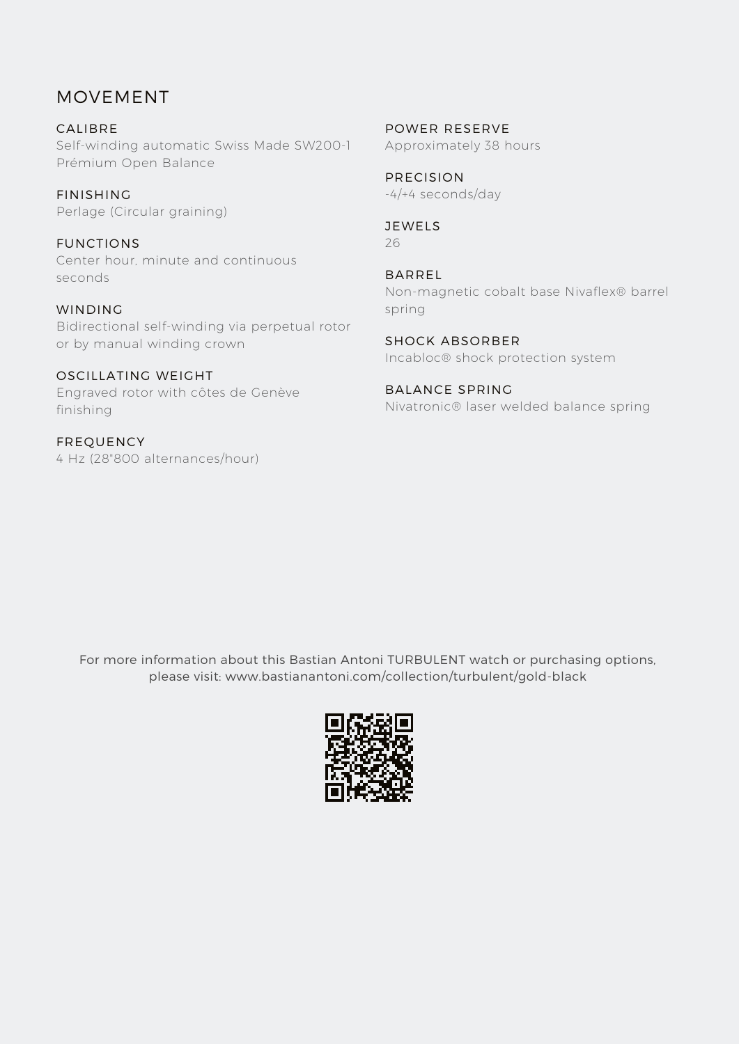## MOVEMENT

CALIBRE
Self-winding automatic Swiss Made SW200-1 Prémium Open Balance

FINISHING
Perlage (Circular graining)

FUNCTIONS
Center hour, minute and continuous seconds

WINDING
Bidirectional self-winding via perpetual rotor or by manual winding crown

OSCILLATING WEIGHT
Engraved rotor with côtes de Genève finishing

FREQUENCY
4 Hz (28'800 alternances/hour)

POWER RESERVE
Approximately 38 hours

PRECISION
-4/+4 seconds/day

JEWELS
26

BARREL
Non-magnetic cobalt base Nivaflex® barrel spring

SHOCK ABSORBER
Incabloc® shock protection system

BALANCE SPRING
Nivatronic® laser welded balance spring

For more information about this Bastian Antoni TURBULENT watch or purchasing options, please visit: www.bastianantoni.com/collection/turbulent/gold-black